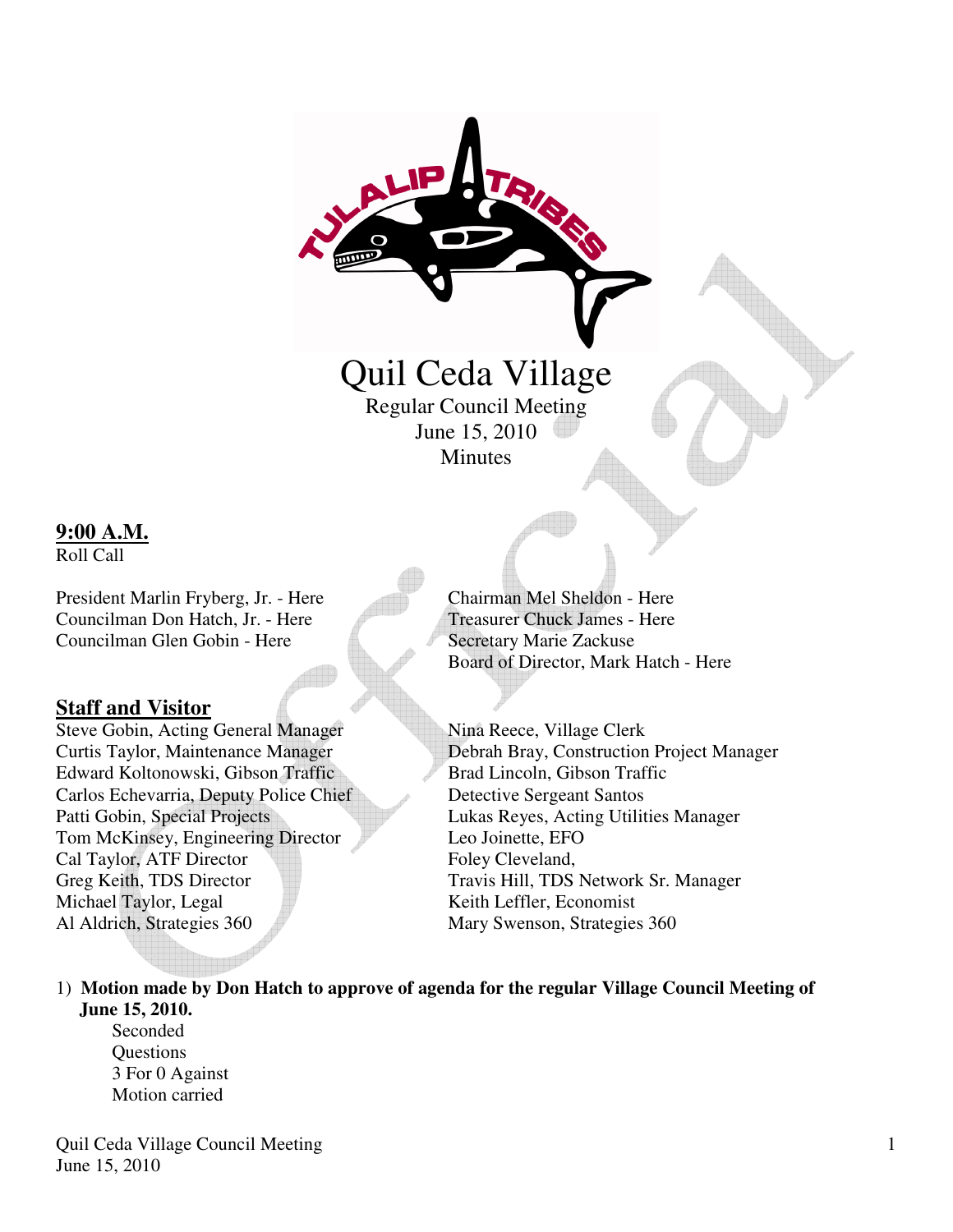# Quil Ceda Village

Regular Council Meeting
June 15, 2010
Minutes

**9:00 A.M.**

Roll Call

President Marlin Fryberg, Jr. - Here
Councilman Don Hatch, Jr. - Here
Councilman Glen Gobin - Here
Chairman Mel Sheldon - Here
Treasurer Chuck James - Here
Secretary Marie Zackuse
Board of Director, Mark Hatch - Here

## Staff and Visitor

Steve Gobin, Acting General Manager
Curtis Taylor, Maintenance Manager
Edward Koltonowski, Gibson Traffic
Carlos Echevarria, Deputy Police Chief
Patti Gobin, Special Projects
Tom McKinsey, Engineering Director
Cal Taylor, ATF Director
Greg Keith, TDS Director
Michael Taylor, Legal
Al Aldrich, Strategies 360
Nina Reece, Village Clerk
Debrah Bray, Construction Project Manager
Brad Lincoln, Gibson Traffic
Detective Sergeant Santos
Lukas Reyes, Acting Utilities Manager
Leo Joinette, EFO
Foley Cleveland,
Travis Hill, TDS Network Sr. Manager
Keith Leffler, Economist
Mary Swenson, Strategies 360

1) **Motion made by Don Hatch to approve of agenda for the regular Village Council Meeting of June 15, 2010.**

   Seconded
   Questions
   3 For 0 Against
   Motion carried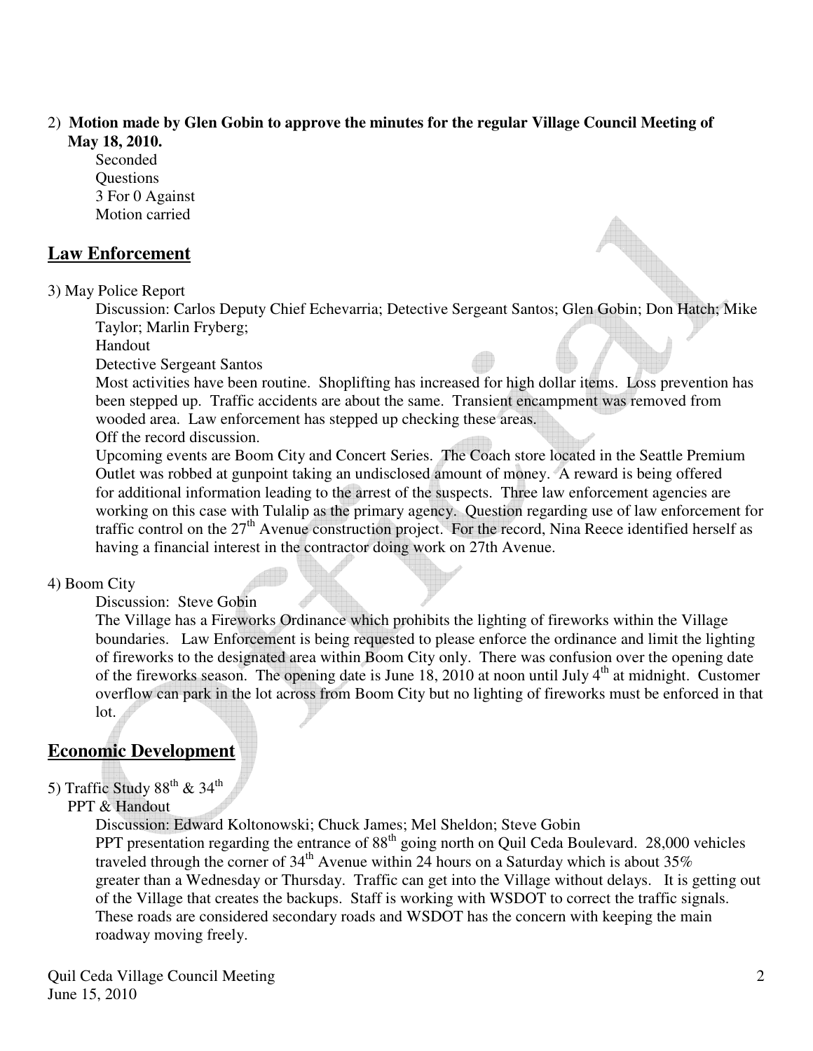2) **Motion made by Glen Gobin to approve the minutes for the regular Village Council Meeting of May 18, 2010.**

Seconded
Questions
3 For 0 Against
Motion carried

## Law Enforcement

3) May Police Report

Discussion: Carlos Deputy Chief Echevarria; Detective Sergeant Santos; Glen Gobin; Don Hatch; Mike Taylor; Marlin Fryberg;
Handout
Detective Sergeant Santos
Most activities have been routine. Shoplifting has increased for high dollar items. Loss prevention has been stepped up. Traffic accidents are about the same. Transient encampment was removed from wooded area. Law enforcement has stepped up checking these areas.
Off the record discussion.
Upcoming events are Boom City and Concert Series. The Coach store located in the Seattle Premium Outlet was robbed at gunpoint taking an undisclosed amount of money. A reward is being offered for additional information leading to the arrest of the suspects. Three law enforcement agencies are working on this case with Tulalip as the primary agency. Question regarding use of law enforcement for traffic control on the 27th Avenue construction project. For the record, Nina Reece identified herself as having a financial interest in the contractor doing work on 27th Avenue.

4) Boom City

Discussion: Steve Gobin
The Village has a Fireworks Ordinance which prohibits the lighting of fireworks within the Village boundaries. Law Enforcement is being requested to please enforce the ordinance and limit the lighting of fireworks to the designated area within Boom City only. There was confusion over the opening date of the fireworks season. The opening date is June 18, 2010 at noon until July 4th at midnight. Customer overflow can park in the lot across from Boom City but no lighting of fireworks must be enforced in that lot.

## Economic Development

5) Traffic Study 88th & 34th

PPT & Handout
Discussion: Edward Koltonowski; Chuck James; Mel Sheldon; Steve Gobin
PPT presentation regarding the entrance of 88th going north on Quil Ceda Boulevard. 28,000 vehicles traveled through the corner of 34th Avenue within 24 hours on a Saturday which is about 35% greater than a Wednesday or Thursday. Traffic can get into the Village without delays. It is getting out of the Village that creates the backups. Staff is working with WSDOT to correct the traffic signals. These roads are considered secondary roads and WSDOT has the concern with keeping the main roadway moving freely.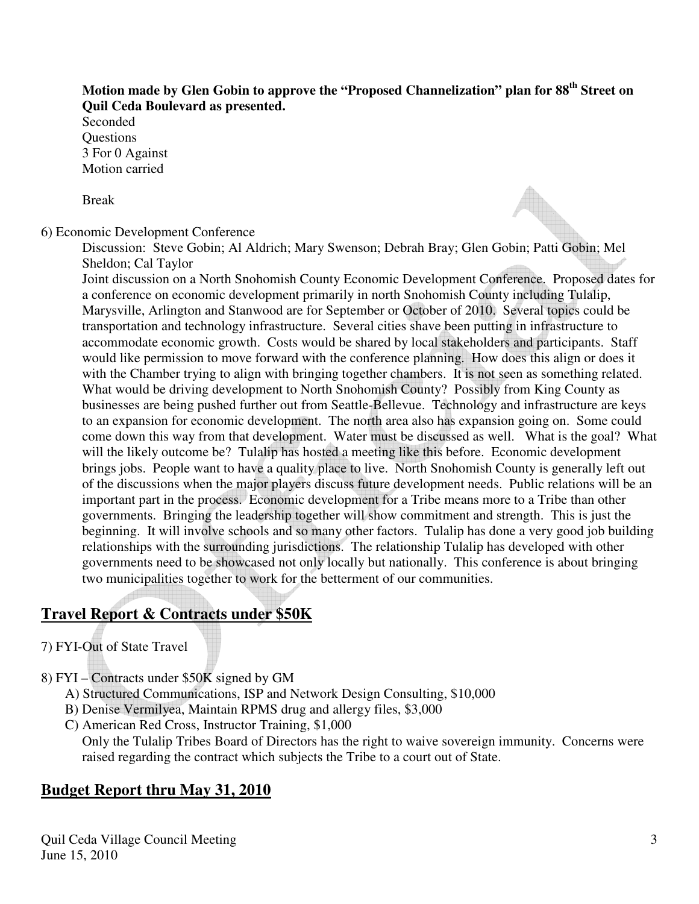**Motion made by Glen Gobin to approve the "Proposed Channelization" plan for 88th Street on Quil Ceda Boulevard as presented.**

Seconded
Questions
3 For 0 Against
Motion carried

Break

6) Economic Development Conference

Discussion: Steve Gobin; Al Aldrich; Mary Swenson; Debrah Bray; Glen Gobin; Patti Gobin; Mel Sheldon; Cal Taylor

Joint discussion on a North Snohomish County Economic Development Conference. Proposed dates for a conference on economic development primarily in north Snohomish County including Tulalip, Marysville, Arlington and Stanwood are for September or October of 2010. Several topics could be transportation and technology infrastructure. Several cities shave been putting in infrastructure to accommodate economic growth. Costs would be shared by local stakeholders and participants. Staff would like permission to move forward with the conference planning. How does this align or does it with the Chamber trying to align with bringing together chambers. It is not seen as something related. What would be driving development to North Snohomish County? Possibly from King County as businesses are being pushed further out from Seattle-Bellevue. Technology and infrastructure are keys to an expansion for economic development. The north area also has expansion going on. Some could come down this way from that development. Water must be discussed as well. What is the goal? What will the likely outcome be? Tulalip has hosted a meeting like this before. Economic development brings jobs. People want to have a quality place to live. North Snohomish County is generally left out of the discussions when the major players discuss future development needs. Public relations will be an important part in the process. Economic development for a Tribe means more to a Tribe than other governments. Bringing the leadership together will show commitment and strength. This is just the beginning. It will involve schools and so many other factors. Tulalip has done a very good job building relationships with the surrounding jurisdictions. The relationship Tulalip has developed with other governments need to be showcased not only locally but nationally. This conference is about bringing two municipalities together to work for the betterment of our communities.

## Travel Report & Contracts under $50K

7) FYI-Out of State Travel

8) FYI – Contracts under $50K signed by GM

A) Structured Communications, ISP and Network Design Consulting, $10,000
B) Denise Vermilyea, Maintain RPMS drug and allergy files, $3,000
C) American Red Cross, Instructor Training, $1,000

Only the Tulalip Tribes Board of Directors has the right to waive sovereign immunity. Concerns were raised regarding the contract which subjects the Tribe to a court out of State.

## Budget Report thru May 31, 2010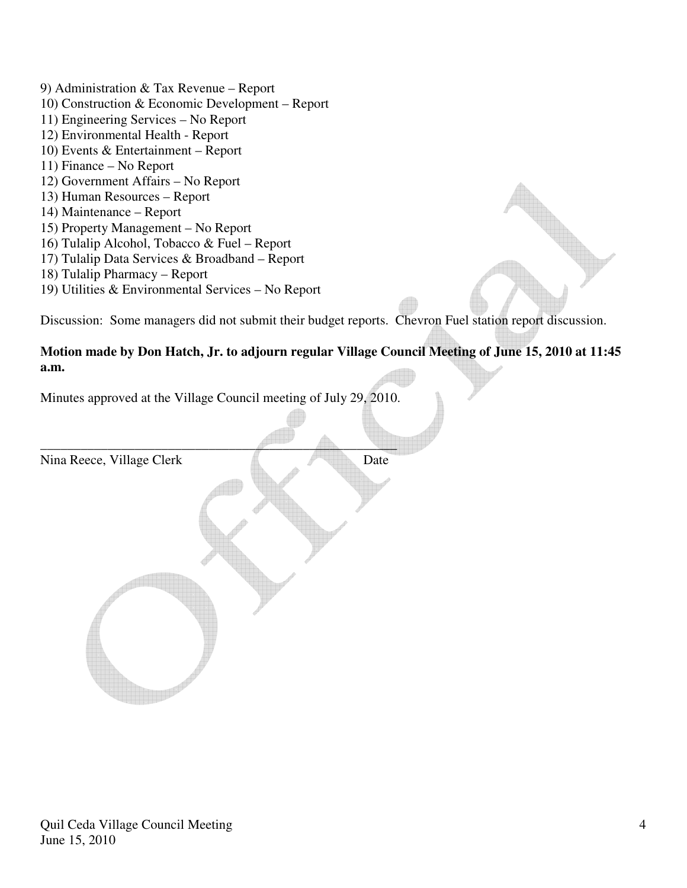9) Administration & Tax Revenue – Report
10) Construction & Economic Development – Report
11) Engineering Services – No Report
12) Environmental Health - Report
10) Events & Entertainment – Report
11) Finance – No Report
12) Government Affairs – No Report
13) Human Resources – Report
14) Maintenance – Report
15) Property Management – No Report
16) Tulalip Alcohol, Tobacco & Fuel – Report
17) Tulalip Data Services & Broadband – Report
18) Tulalip Pharmacy – Report
19) Utilities & Environmental Services – No Report

Discussion: Some managers did not submit their budget reports. Chevron Fuel station report discussion.

**Motion made by Don Hatch, Jr. to adjourn regular Village Council Meeting of June 15, 2010 at 11:45 a.m.**

Minutes approved at the Village Council meeting of July 29, 2010.

_______________________________________________________

Nina Reece, Village Clerk Date